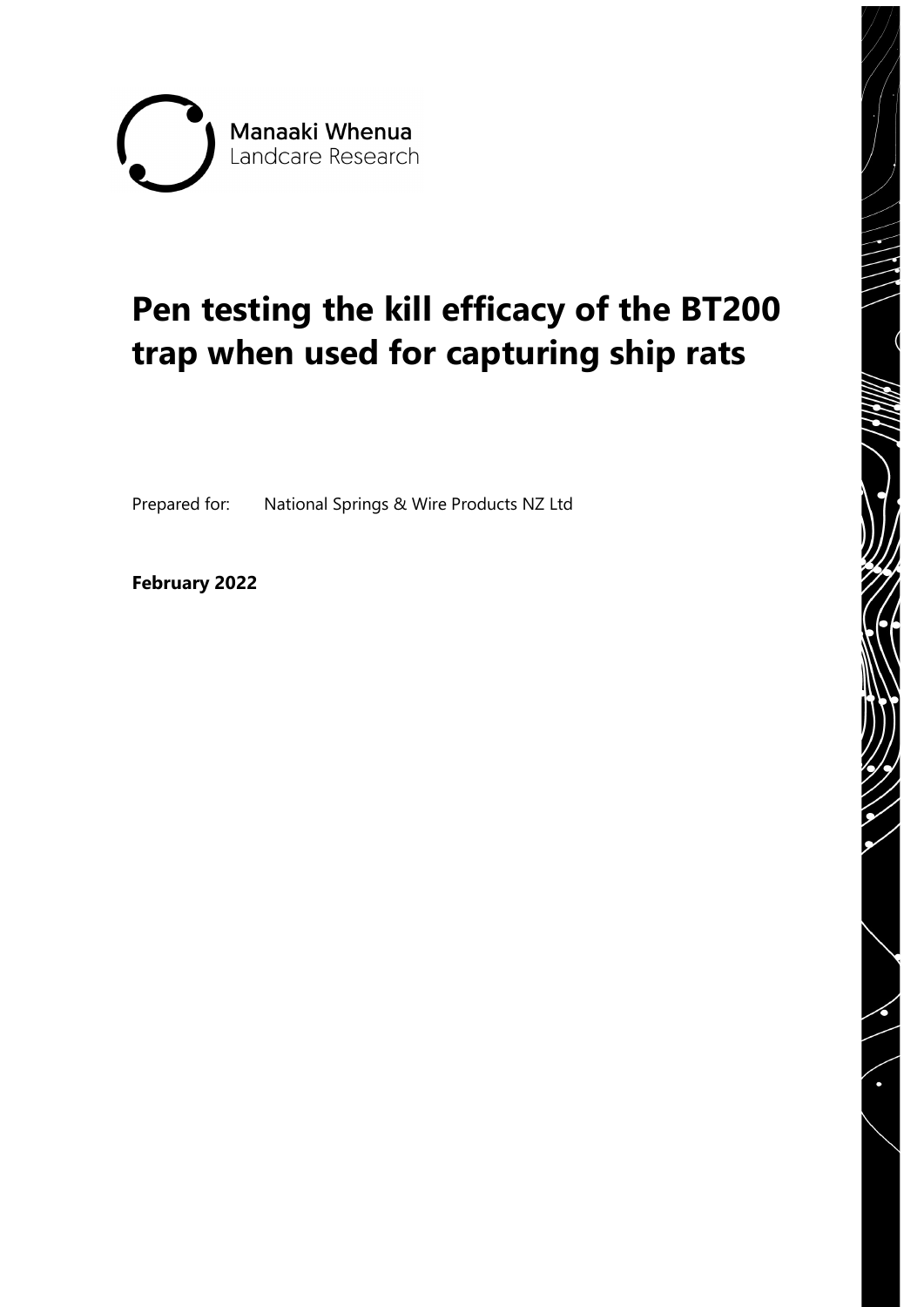Manaaki Whenua
Landcare Research

# Pen testing the kill efficacy of the BT200 trap when used for capturing ship rats

Prepared for: National Springs & Wire Products NZ Ltd

**February 2022**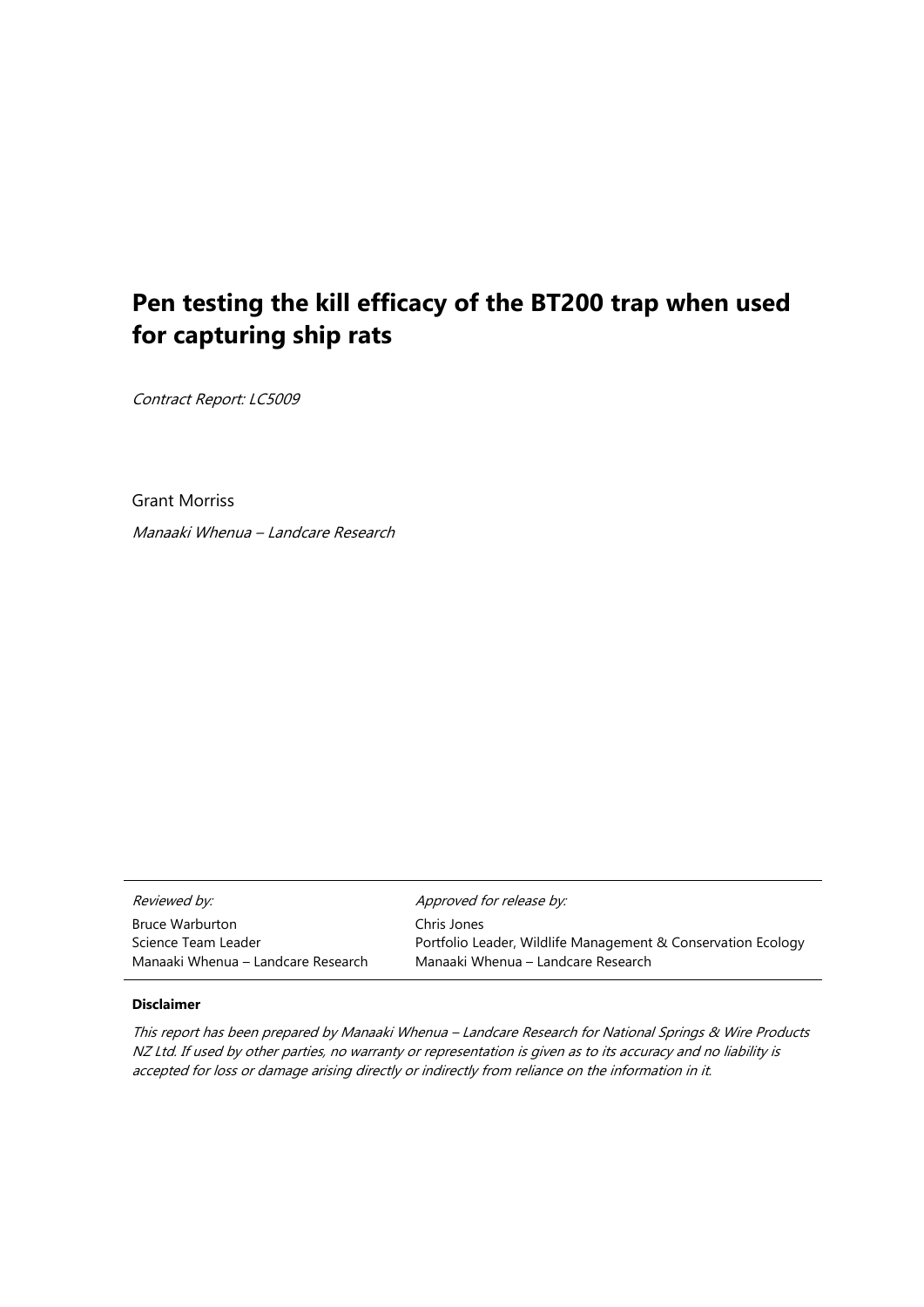# Pen testing the kill efficacy of the BT200 trap when used for capturing ship rats

*Contract Report: LC5009*

Grant Morriss

*Manaaki Whenua – Landcare Research*

| *Reviewed by:* | *Approved for release by:* |
| --- | --- |
| Bruce Warburton | Chris Jones |
| Science Team Leader | Portfolio Leader, Wildlife Management & Conservation Ecology |
| Manaaki Whenua – Landcare Research | Manaaki Whenua – Landcare Research |

**Disclaimer**

*This report has been prepared by Manaaki Whenua – Landcare Research for National Springs & Wire Products NZ Ltd. If used by other parties, no warranty or representation is given as to its accuracy and no liability is accepted for loss or damage arising directly or indirectly from reliance on the information in it.*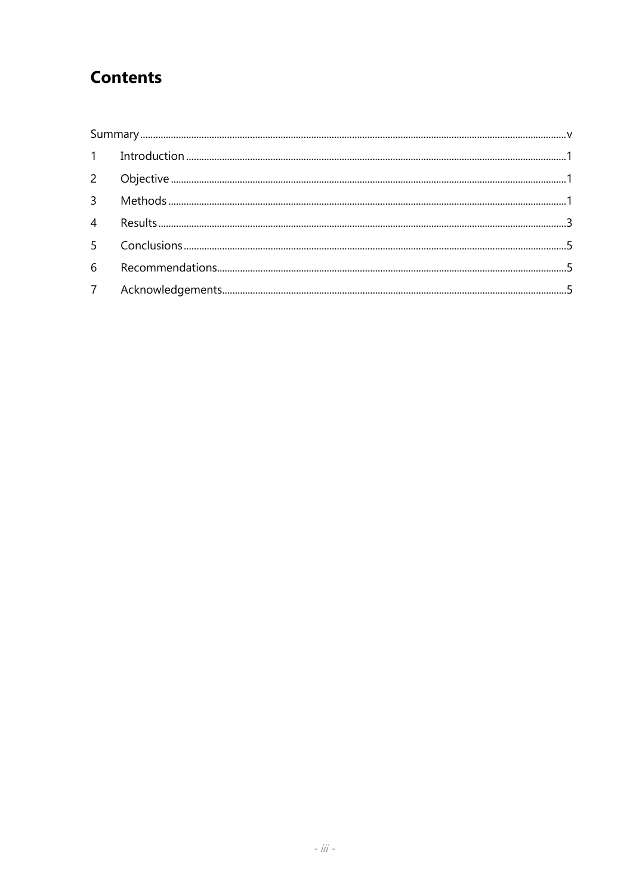# Contents

Summary ..... v

1 Introduction ..... 1

2 Objective ..... 1

3 Methods ..... 1

4 Results ..... 3

5 Conclusions ..... 5

6 Recommendations ..... 5

7 Acknowledgements ..... 5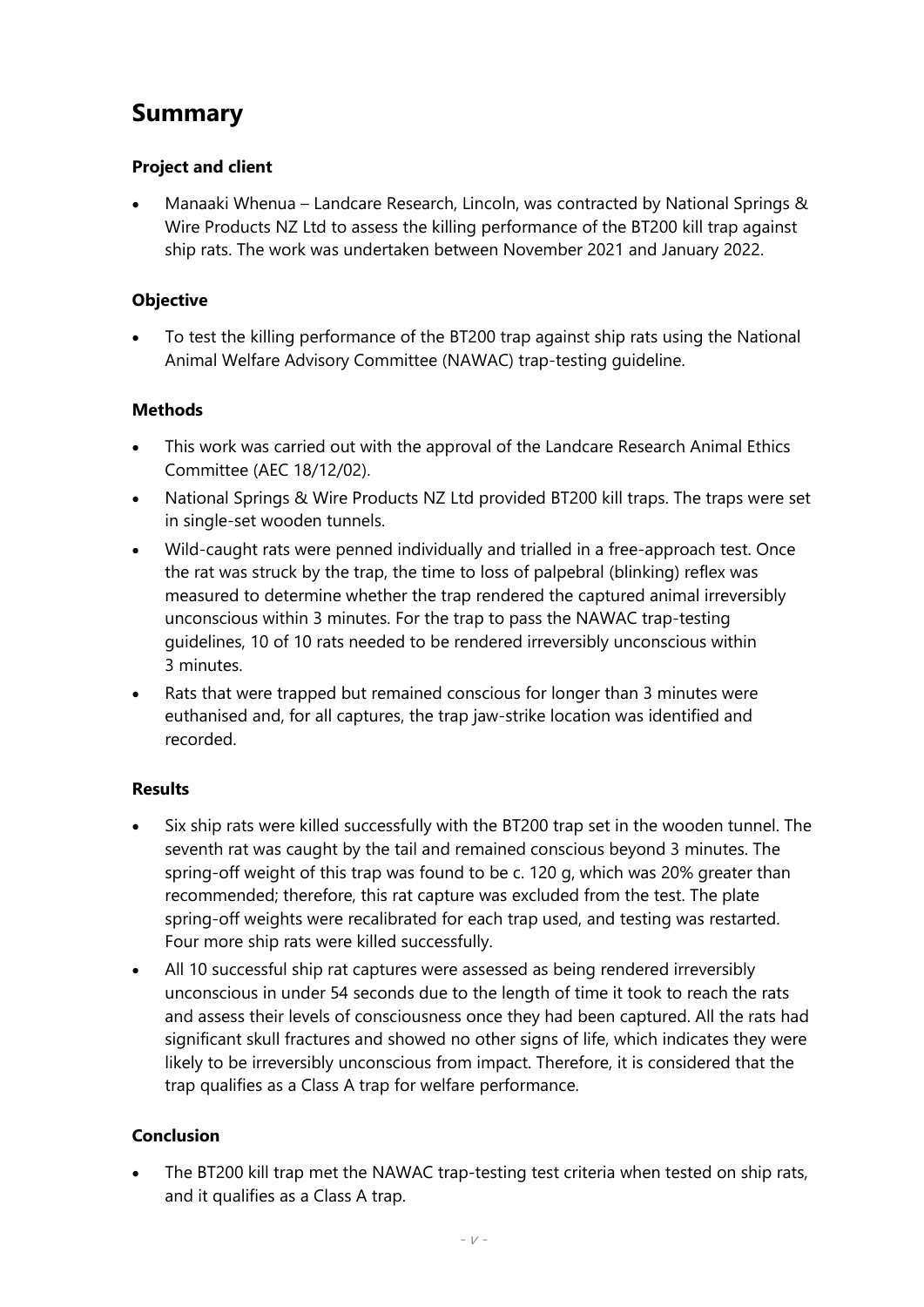## Summary

### Project and client

- Manaaki Whenua – Landcare Research, Lincoln, was contracted by National Springs & Wire Products NZ Ltd to assess the killing performance of the BT200 kill trap against ship rats. The work was undertaken between November 2021 and January 2022.

### Objective

- To test the killing performance of the BT200 trap against ship rats using the National Animal Welfare Advisory Committee (NAWAC) trap-testing guideline.

### Methods

- This work was carried out with the approval of the Landcare Research Animal Ethics Committee (AEC 18/12/02).
- National Springs & Wire Products NZ Ltd provided BT200 kill traps. The traps were set in single-set wooden tunnels.
- Wild-caught rats were penned individually and trialled in a free-approach test. Once the rat was struck by the trap, the time to loss of palpebral (blinking) reflex was measured to determine whether the trap rendered the captured animal irreversibly unconscious within 3 minutes. For the trap to pass the NAWAC trap-testing guidelines, 10 of 10 rats needed to be rendered irreversibly unconscious within 3 minutes.
- Rats that were trapped but remained conscious for longer than 3 minutes were euthanised and, for all captures, the trap jaw-strike location was identified and recorded.

### Results

- Six ship rats were killed successfully with the BT200 trap set in the wooden tunnel. The seventh rat was caught by the tail and remained conscious beyond 3 minutes. The spring-off weight of this trap was found to be c. 120 g, which was 20% greater than recommended; therefore, this rat capture was excluded from the test. The plate spring-off weights were recalibrated for each trap used, and testing was restarted. Four more ship rats were killed successfully.
- All 10 successful ship rat captures were assessed as being rendered irreversibly unconscious in under 54 seconds due to the length of time it took to reach the rats and assess their levels of consciousness once they had been captured. All the rats had significant skull fractures and showed no other signs of life, which indicates they were likely to be irreversibly unconscious from impact. Therefore, it is considered that the trap qualifies as a Class A trap for welfare performance.

### Conclusion

- The BT200 kill trap met the NAWAC trap-testing test criteria when tested on ship rats, and it qualifies as a Class A trap.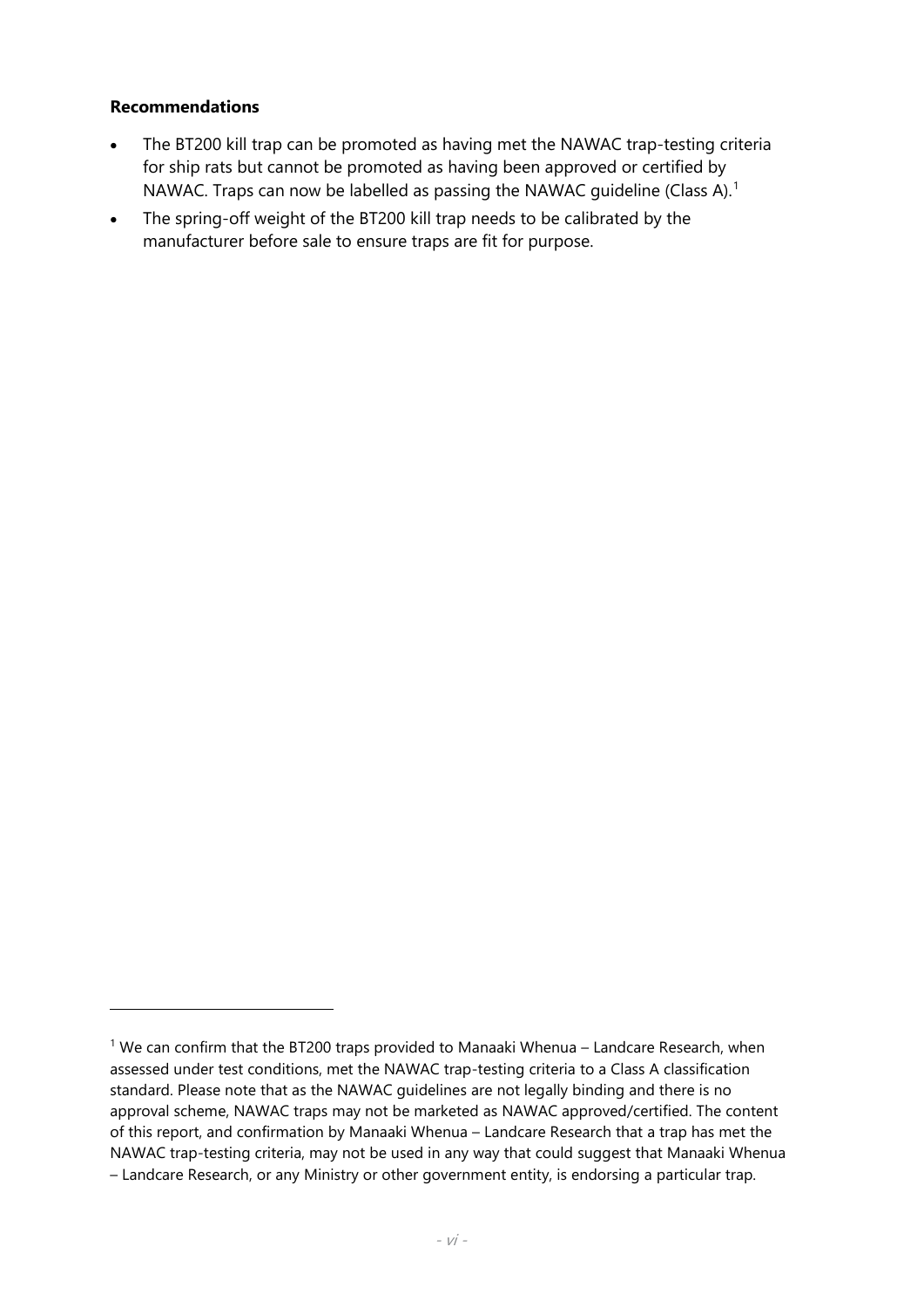**Recommendations**

- The BT200 kill trap can be promoted as having met the NAWAC trap-testing criteria for ship rats but cannot be promoted as having been approved or certified by NAWAC. Traps can now be labelled as passing the NAWAC guideline (Class A).[1]
- The spring-off weight of the BT200 kill trap needs to be calibrated by the manufacturer before sale to ensure traps are fit for purpose.

---

[1] We can confirm that the BT200 traps provided to Manaaki Whenua – Landcare Research, when assessed under test conditions, met the NAWAC trap-testing criteria to a Class A classification standard. Please note that as the NAWAC guidelines are not legally binding and there is no approval scheme, NAWAC traps may not be marketed as NAWAC approved/certified. The content of this report, and confirmation by Manaaki Whenua – Landcare Research that a trap has met the NAWAC trap-testing criteria, may not be used in any way that could suggest that Manaaki Whenua – Landcare Research, or any Ministry or other government entity, is endorsing a particular trap.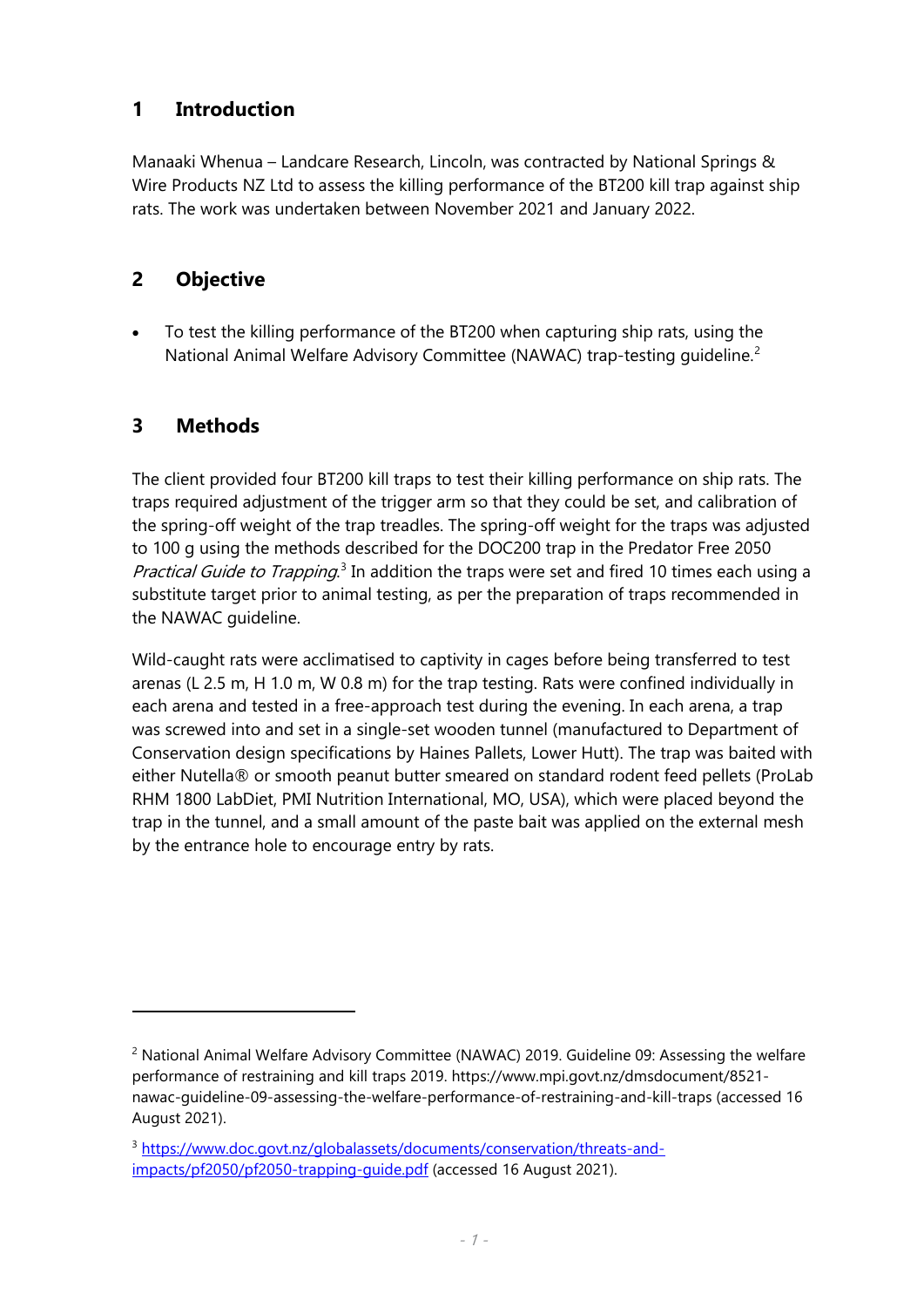## 1 Introduction

Manaaki Whenua – Landcare Research, Lincoln, was contracted by National Springs & Wire Products NZ Ltd to assess the killing performance of the BT200 kill trap against ship rats. The work was undertaken between November 2021 and January 2022.

## 2 Objective

- To test the killing performance of the BT200 when capturing ship rats, using the National Animal Welfare Advisory Committee (NAWAC) trap-testing guideline.[2]

## 3 Methods

The client provided four BT200 kill traps to test their killing performance on ship rats. The traps required adjustment of the trigger arm so that they could be set, and calibration of the spring-off weight of the trap treadles. The spring-off weight for the traps was adjusted to 100 g using the methods described for the DOC200 trap in the Predator Free 2050 *Practical Guide to Trapping*.[3] In addition the traps were set and fired 10 times each using a substitute target prior to animal testing, as per the preparation of traps recommended in the NAWAC guideline.

Wild-caught rats were acclimatised to captivity in cages before being transferred to test arenas (L 2.5 m, H 1.0 m, W 0.8 m) for the trap testing. Rats were confined individually in each arena and tested in a free-approach test during the evening. In each arena, a trap was screwed into and set in a single-set wooden tunnel (manufactured to Department of Conservation design specifications by Haines Pallets, Lower Hutt). The trap was baited with either Nutella® or smooth peanut butter smeared on standard rodent feed pellets (ProLab RHM 1800 LabDiet, PMI Nutrition International, MO, USA), which were placed beyond the trap in the tunnel, and a small amount of the paste bait was applied on the external mesh by the entrance hole to encourage entry by rats.

---

[2] National Animal Welfare Advisory Committee (NAWAC) 2019. Guideline 09: Assessing the welfare performance of restraining and kill traps 2019. https://www.mpi.govt.nz/dmsdocument/8521-nawac-guideline-09-assessing-the-welfare-performance-of-restraining-and-kill-traps (accessed 16 August 2021).

[3] https://www.doc.govt.nz/globalassets/documents/conservation/threats-and-impacts/pf2050/pf2050-trapping-guide.pdf (accessed 16 August 2021).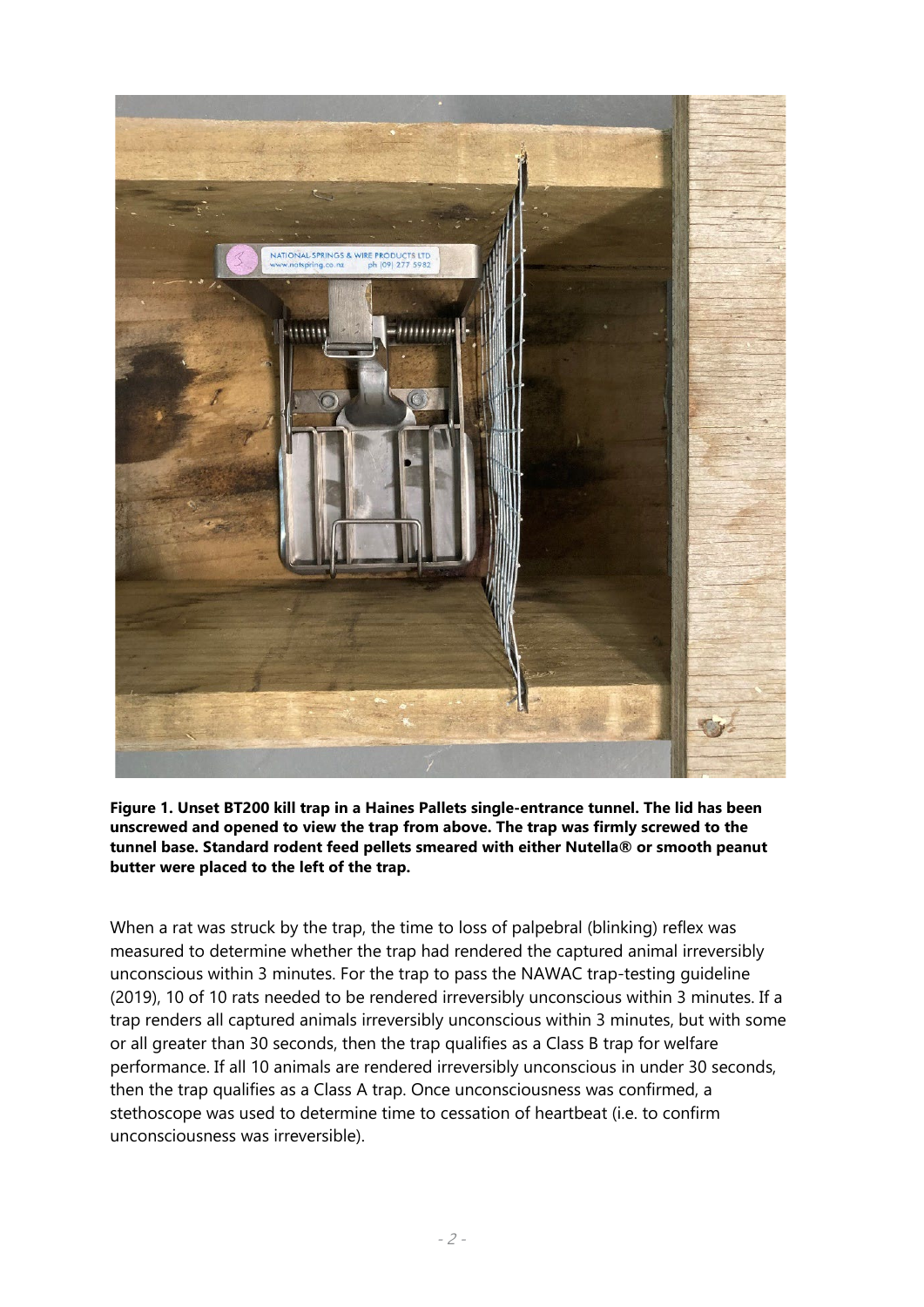**Figure 1. Unset BT200 kill trap in a Haines Pallets single-entrance tunnel. The lid has been unscrewed and opened to view the trap from above. The trap was firmly screwed to the tunnel base. Standard rodent feed pellets smeared with either Nutella® or smooth peanut butter were placed to the left of the trap.**

When a rat was struck by the trap, the time to loss of palpebral (blinking) reflex was measured to determine whether the trap had rendered the captured animal irreversibly unconscious within 3 minutes. For the trap to pass the NAWAC trap-testing guideline (2019), 10 of 10 rats needed to be rendered irreversibly unconscious within 3 minutes. If a trap renders all captured animals irreversibly unconscious within 3 minutes, but with some or all greater than 30 seconds, then the trap qualifies as a Class B trap for welfare performance. If all 10 animals are rendered irreversibly unconscious in under 30 seconds, then the trap qualifies as a Class A trap. Once unconsciousness was confirmed, a stethoscope was used to determine time to cessation of heartbeat (i.e. to confirm unconsciousness was irreversible).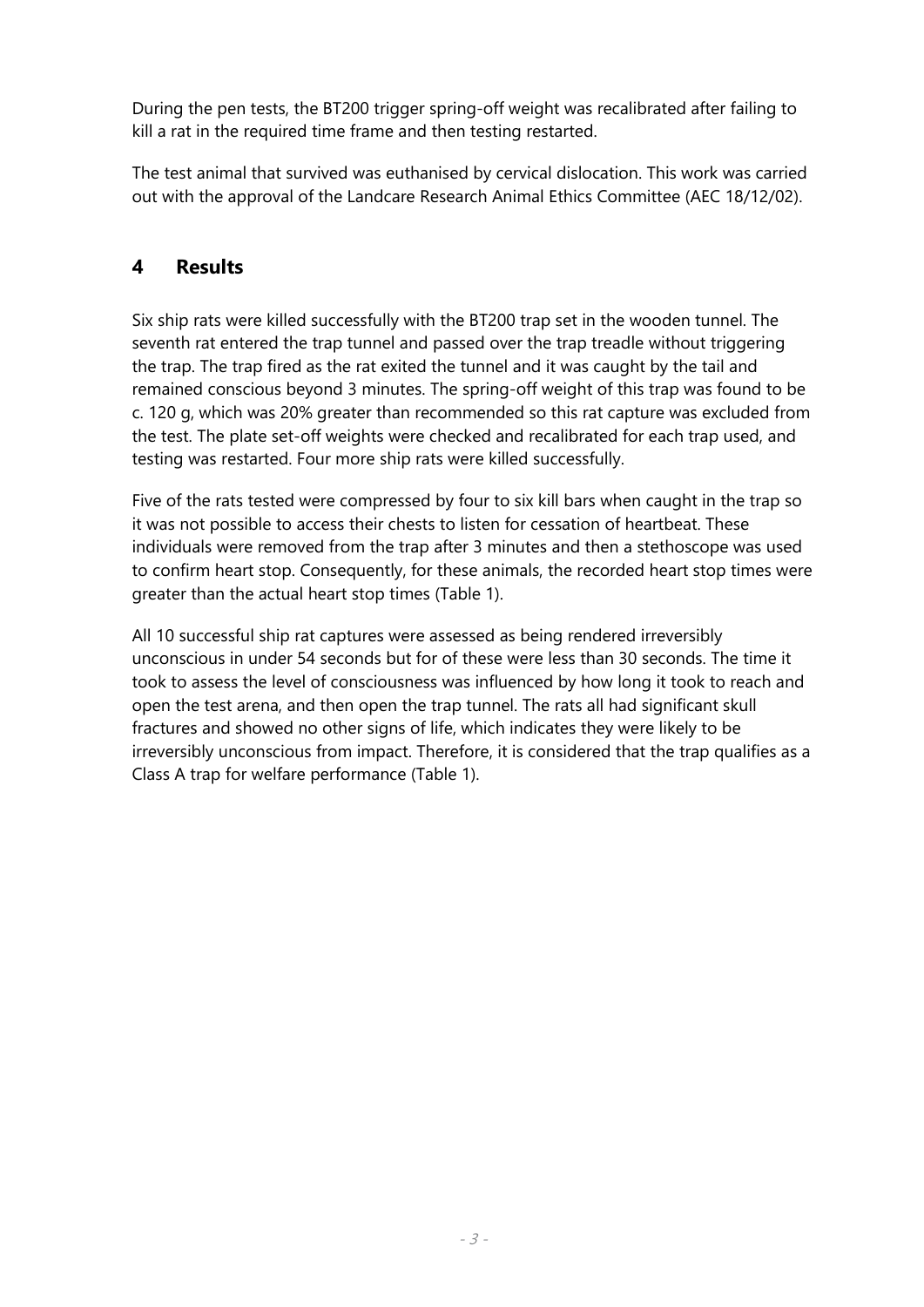During the pen tests, the BT200 trigger spring-off weight was recalibrated after failing to kill a rat in the required time frame and then testing restarted.

The test animal that survived was euthanised by cervical dislocation. This work was carried out with the approval of the Landcare Research Animal Ethics Committee (AEC 18/12/02).

## 4 Results

Six ship rats were killed successfully with the BT200 trap set in the wooden tunnel. The seventh rat entered the trap tunnel and passed over the trap treadle without triggering the trap. The trap fired as the rat exited the tunnel and it was caught by the tail and remained conscious beyond 3 minutes. The spring-off weight of this trap was found to be c. 120 g, which was 20% greater than recommended so this rat capture was excluded from the test. The plate set-off weights were checked and recalibrated for each trap used, and testing was restarted. Four more ship rats were killed successfully.

Five of the rats tested were compressed by four to six kill bars when caught in the trap so it was not possible to access their chests to listen for cessation of heartbeat. These individuals were removed from the trap after 3 minutes and then a stethoscope was used to confirm heart stop. Consequently, for these animals, the recorded heart stop times were greater than the actual heart stop times (Table 1).

All 10 successful ship rat captures were assessed as being rendered irreversibly unconscious in under 54 seconds but for of these were less than 30 seconds. The time it took to assess the level of consciousness was influenced by how long it took to reach and open the test arena, and then open the trap tunnel. The rats all had significant skull fractures and showed no other signs of life, which indicates they were likely to be irreversibly unconscious from impact. Therefore, it is considered that the trap qualifies as a Class A trap for welfare performance (Table 1).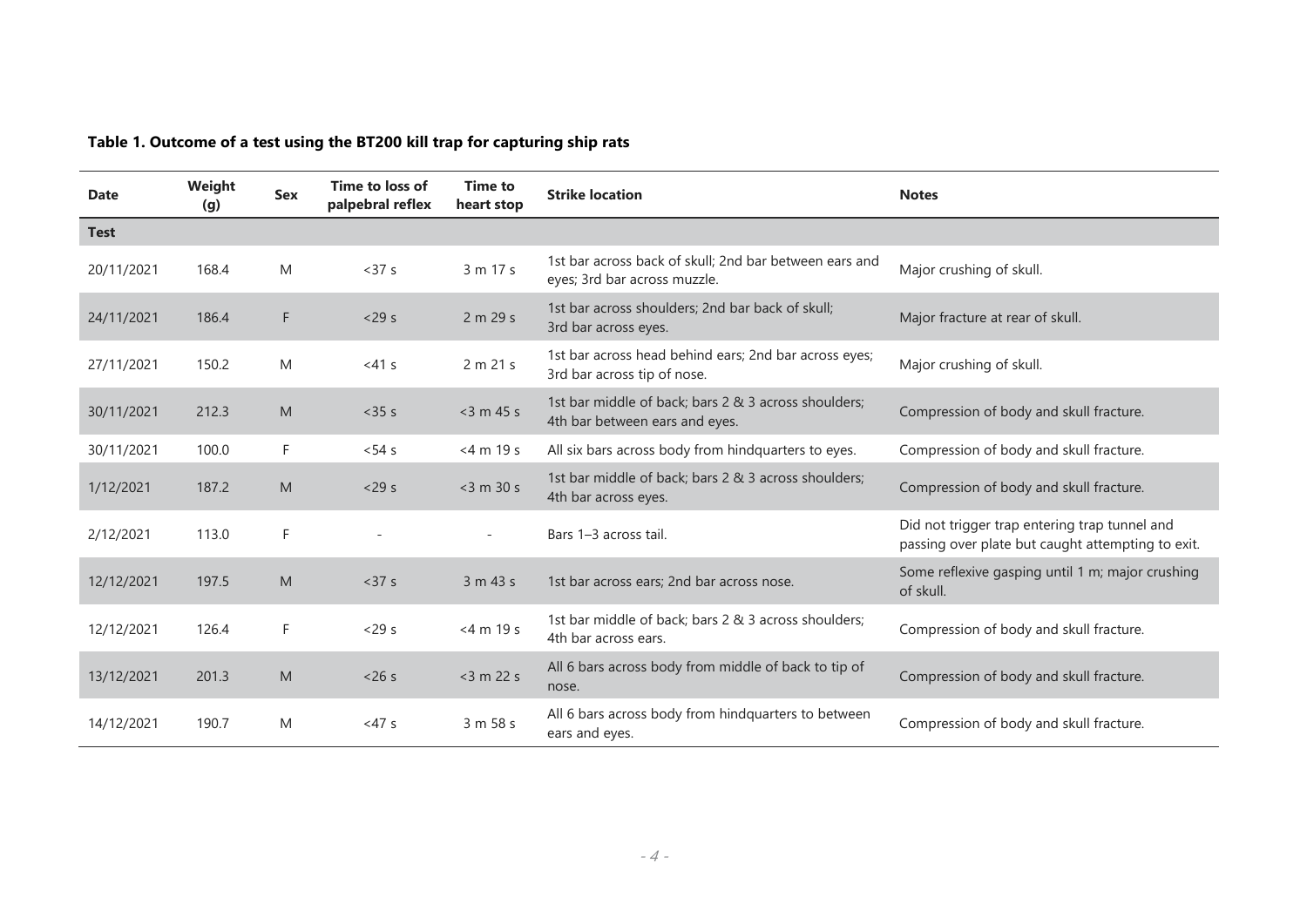**Table 1. Outcome of a test using the BT200 kill trap for capturing ship rats**

| Date | Weight (g) | Sex | Time to loss of palpebral reflex | Time to heart stop | Strike location | Notes |
|---|---|---|---|---|---|---|
| **Test** | | | | | | |
| 20/11/2021 | 168.4 | M | <37 s | 3 m 17 s | 1st bar across back of skull; 2nd bar between ears and eyes; 3rd bar across muzzle. | Major crushing of skull. |
| 24/11/2021 | 186.4 | F | <29 s | 2 m 29 s | 1st bar across shoulders; 2nd bar back of skull; 3rd bar across eyes. | Major fracture at rear of skull. |
| 27/11/2021 | 150.2 | M | <41 s | 2 m 21 s | 1st bar across head behind ears; 2nd bar across eyes; 3rd bar across tip of nose. | Major crushing of skull. |
| 30/11/2021 | 212.3 | M | <35 s | <3 m 45 s | 1st bar middle of back; bars 2 & 3 across shoulders; 4th bar between ears and eyes. | Compression of body and skull fracture. |
| 30/11/2021 | 100.0 | F | <54 s | <4 m 19 s | All six bars across body from hindquarters to eyes. | Compression of body and skull fracture. |
| 1/12/2021 | 187.2 | M | <29 s | <3 m 30 s | 1st bar middle of back; bars 2 & 3 across shoulders; 4th bar across eyes. | Compression of body and skull fracture. |
| 2/12/2021 | 113.0 | F | - | - | Bars 1–3 across tail. | Did not trigger trap entering trap tunnel and passing over plate but caught attempting to exit. |
| 12/12/2021 | 197.5 | M | <37 s | 3 m 43 s | 1st bar across ears; 2nd bar across nose. | Some reflexive gasping until 1 m; major crushing of skull. |
| 12/12/2021 | 126.4 | F | <29 s | <4 m 19 s | 1st bar middle of back; bars 2 & 3 across shoulders; 4th bar across ears. | Compression of body and skull fracture. |
| 13/12/2021 | 201.3 | M | <26 s | <3 m 22 s | All 6 bars across body from middle of back to tip of nose. | Compression of body and skull fracture. |
| 14/12/2021 | 190.7 | M | <47 s | 3 m 58 s | All 6 bars across body from hindquarters to between ears and eyes. | Compression of body and skull fracture. |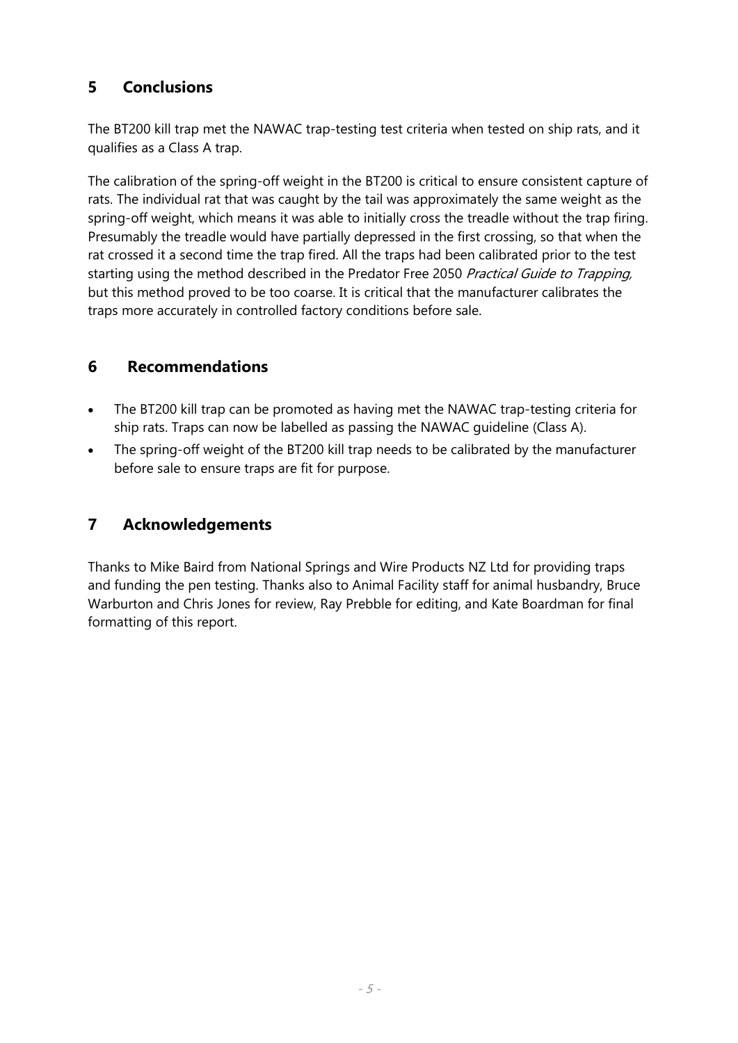## 5 Conclusions

The BT200 kill trap met the NAWAC trap-testing test criteria when tested on ship rats, and it qualifies as a Class A trap.

The calibration of the spring-off weight in the BT200 is critical to ensure consistent capture of rats. The individual rat that was caught by the tail was approximately the same weight as the spring-off weight, which means it was able to initially cross the treadle without the trap firing. Presumably the treadle would have partially depressed in the first crossing, so that when the rat crossed it a second time the trap fired. All the traps had been calibrated prior to the test starting using the method described in the Predator Free 2050 *Practical Guide to Trapping,* but this method proved to be too coarse. It is critical that the manufacturer calibrates the traps more accurately in controlled factory conditions before sale.

## 6 Recommendations

- The BT200 kill trap can be promoted as having met the NAWAC trap-testing criteria for ship rats. Traps can now be labelled as passing the NAWAC guideline (Class A).
- The spring-off weight of the BT200 kill trap needs to be calibrated by the manufacturer before sale to ensure traps are fit for purpose.

## 7 Acknowledgements

Thanks to Mike Baird from National Springs and Wire Products NZ Ltd for providing traps and funding the pen testing. Thanks also to Animal Facility staff for animal husbandry, Bruce Warburton and Chris Jones for review, Ray Prebble for editing, and Kate Boardman for final formatting of this report.